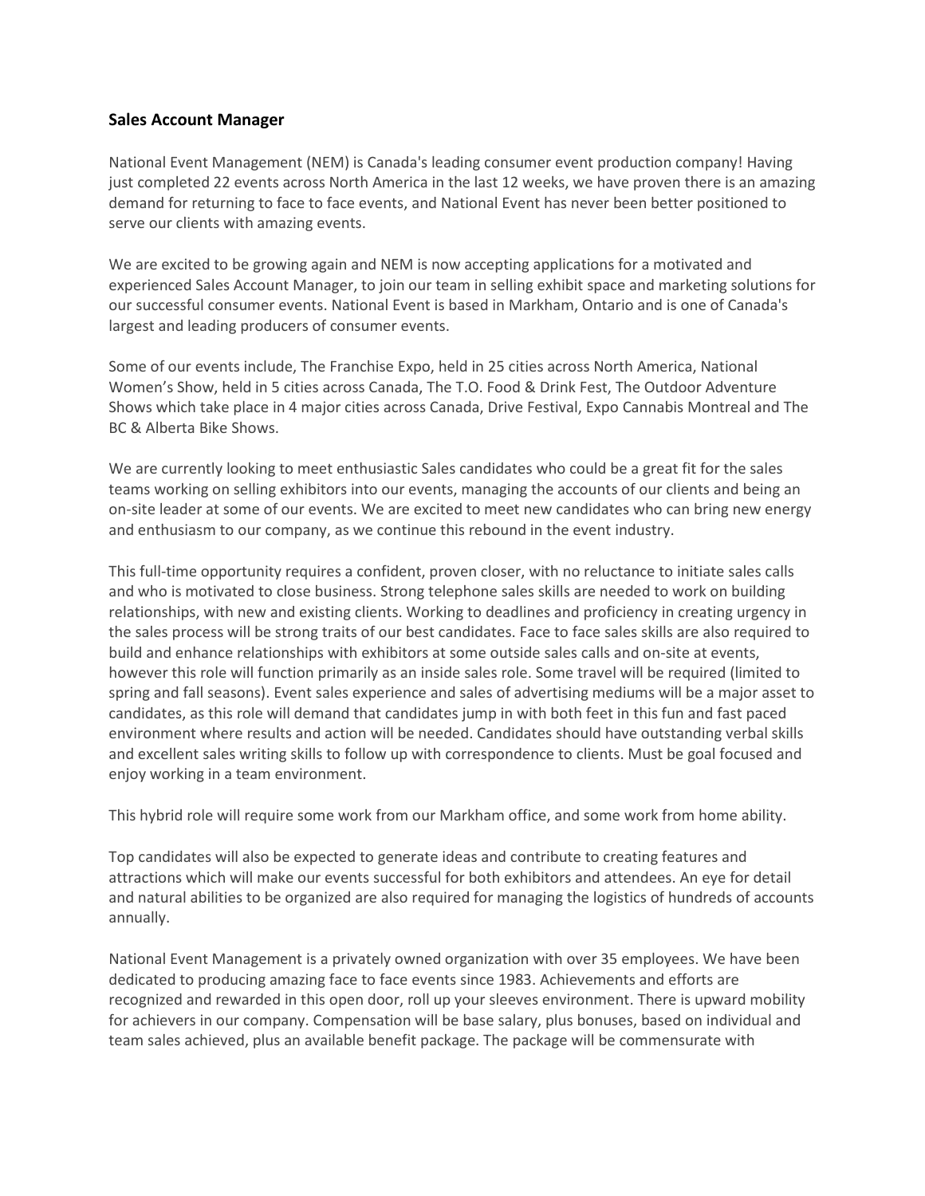### Sales Account Manager

National Event Management (NEM) is Canada's leading consumer event production company! Having just completed 22 events across North America in the last 12 weeks, we have proven there is an amazing demand for returning to face to face events, and National Event has never been better positioned to serve our clients with amazing events.

We are excited to be growing again and NEM is now accepting applications for a motivated and experienced Sales Account Manager, to join our team in selling exhibit space and marketing solutions for our successful consumer events. National Event is based in Markham, Ontario and is one of Canada's largest and leading producers of consumer events.

Some of our events include, The Franchise Expo, held in 25 cities across North America, National Women's Show, held in 5 cities across Canada, The T.O. Food & Drink Fest, The Outdoor Adventure Shows which take place in 4 major cities across Canada, Drive Festival, Expo Cannabis Montreal and The BC & Alberta Bike Shows.

We are currently looking to meet enthusiastic Sales candidates who could be a great fit for the sales teams working on selling exhibitors into our events, managing the accounts of our clients and being an on-site leader at some of our events. We are excited to meet new candidates who can bring new energy and enthusiasm to our company, as we continue this rebound in the event industry.

This full-time opportunity requires a confident, proven closer, with no reluctance to initiate sales calls and who is motivated to close business. Strong telephone sales skills are needed to work on building relationships, with new and existing clients. Working to deadlines and proficiency in creating urgency in the sales process will be strong traits of our best candidates. Face to face sales skills are also required to build and enhance relationships with exhibitors at some outside sales calls and on-site at events, however this role will function primarily as an inside sales role. Some travel will be required (limited to spring and fall seasons). Event sales experience and sales of advertising mediums will be a major asset to candidates, as this role will demand that candidates jump in with both feet in this fun and fast paced environment where results and action will be needed. Candidates should have outstanding verbal skills and excellent sales writing skills to follow up with correspondence to clients. Must be goal focused and enjoy working in a team environment.

This hybrid role will require some work from our Markham office, and some work from home ability.

Top candidates will also be expected to generate ideas and contribute to creating features and attractions which will make our events successful for both exhibitors and attendees. An eye for detail and natural abilities to be organized are also required for managing the logistics of hundreds of accounts annually.

National Event Management is a privately owned organization with over 35 employees. We have been dedicated to producing amazing face to face events since 1983. Achievements and efforts are recognized and rewarded in this open door, roll up your sleeves environment. There is upward mobility for achievers in our company. Compensation will be base salary, plus bonuses, based on individual and team sales achieved, plus an available benefit package. The package will be commensurate with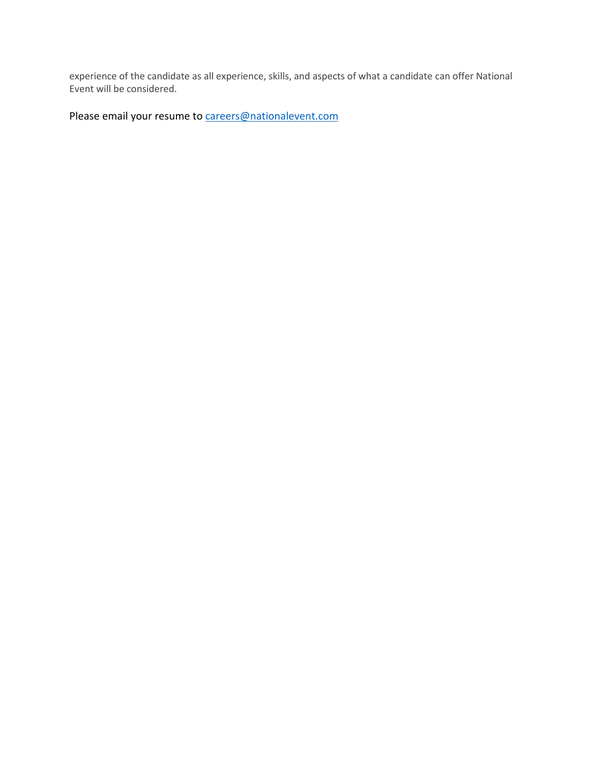experience of the candidate as all experience, skills, and aspects of what a candidate can offer National Event will be considered.

Please email your resume to careers@nationalevent.com